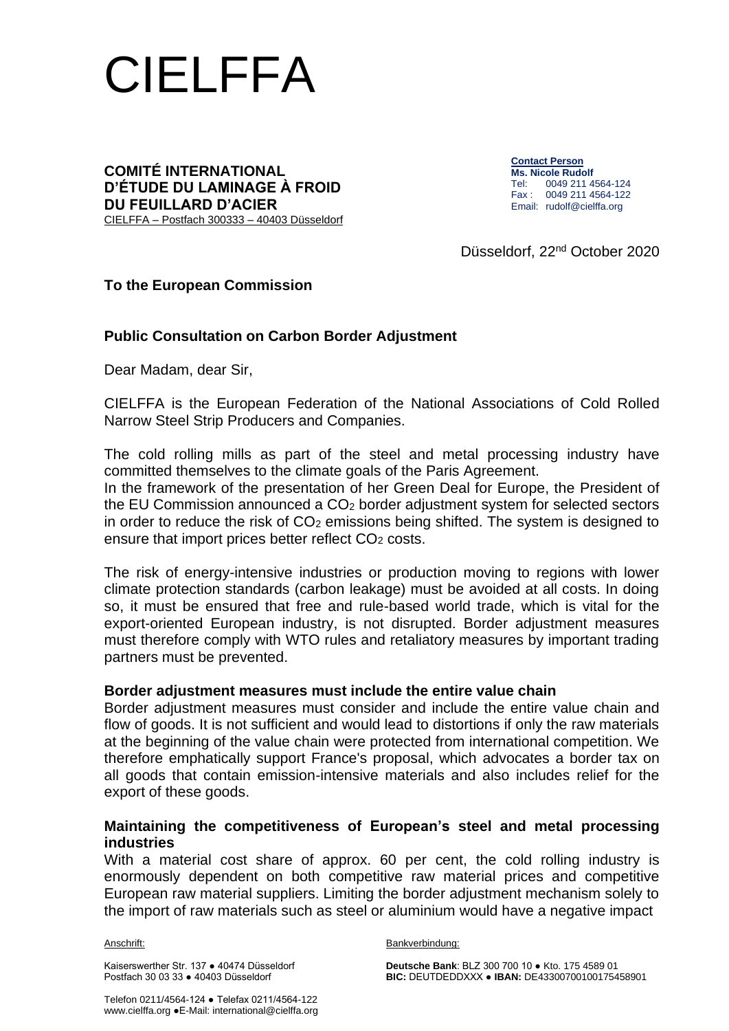# CIELFFA

**COMITÉ INTERNATIONAL D'ÉTUDE DU LAMINAGE À FROID DU FEUILLARD D'ACIER**
CIELFFA – Postfach 300333 – 40403 Düsseldorf

**Contact Person**
**Ms. Nicole Rudolf**
Tel: 0049 211 4564-124
Fax : 0049 211 4564-122
Email: rudolf@cielffa.org

Düsseldorf, 22[nd] October 2020

**To the European Commission**

**Public Consultation on Carbon Border Adjustment**

Dear Madam, dear Sir,

CIELFFA is the European Federation of the National Associations of Cold Rolled Narrow Steel Strip Producers and Companies.

The cold rolling mills as part of the steel and metal processing industry have committed themselves to the climate goals of the Paris Agreement.
In the framework of the presentation of her Green Deal for Europe, the President of the EU Commission announced a $CO_2$ border adjustment system for selected sectors in order to reduce the risk of $CO_2$ emissions being shifted. The system is designed to ensure that import prices better reflect $CO_2$ costs.

The risk of energy-intensive industries or production moving to regions with lower climate protection standards (carbon leakage) must be avoided at all costs. In doing so, it must be ensured that free and rule-based world trade, which is vital for the export-oriented European industry, is not disrupted. Border adjustment measures must therefore comply with WTO rules and retaliatory measures by important trading partners must be prevented.

**Border adjustment measures must include the entire value chain**
Border adjustment measures must consider and include the entire value chain and flow of goods. It is not sufficient and would lead to distortions if only the raw materials at the beginning of the value chain were protected from international competition. We therefore emphatically support France's proposal, which advocates a border tax on all goods that contain emission-intensive materials and also includes relief for the export of these goods.

**Maintaining the competitiveness of European's steel and metal processing industries**
With a material cost share of approx. 60 per cent, the cold rolling industry is enormously dependent on both competitive raw material prices and competitive European raw material suppliers. Limiting the border adjustment mechanism solely to the import of raw materials such as steel or aluminium would have a negative impact

Anschrift:

Kaiserswerther Str. 137 ● 40474 Düsseldorf
Postfach 30 03 33 ● 40403 Düsseldorf

Telefon 0211/4564-124 ● Telefax 0211/4564-122
www.cielffa.org ●E-Mail: international@cielffa.org

Bankverbindung:

**Deutsche Bank**: BLZ 300 700 10 ● Kto. 175 4589 01
**BIC:** DEUTDEDDXXX ● **IBAN:** DE43300700100175458901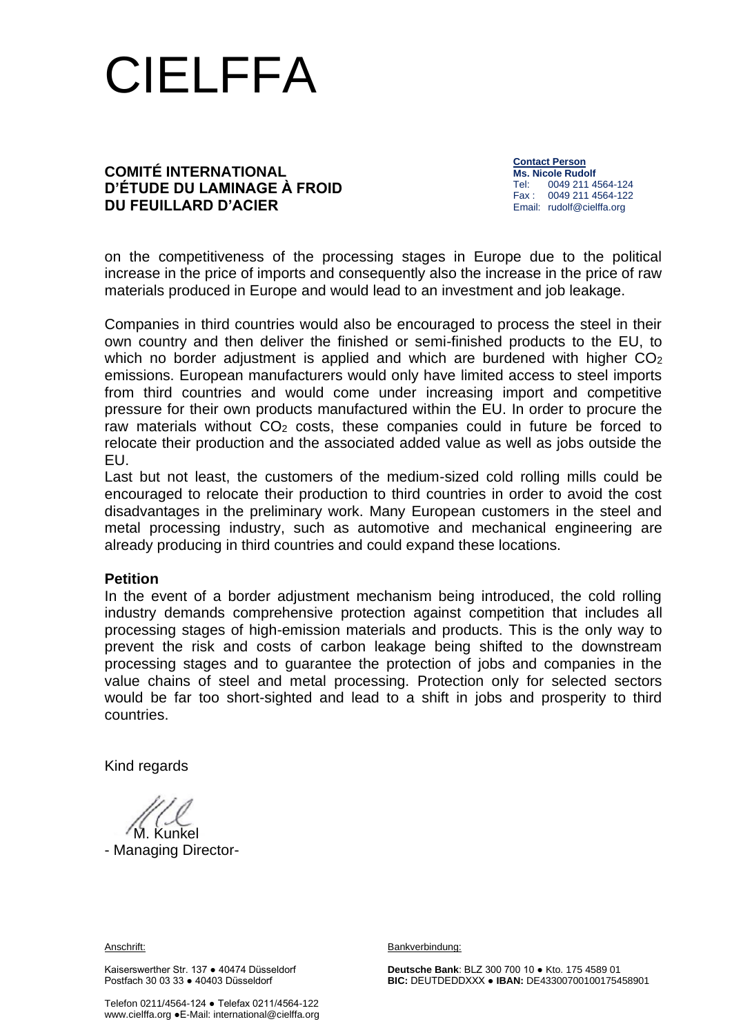# CIELFFA

**COMITÉ INTERNATIONAL D'ÉTUDE DU LAMINAGE À FROID DU FEUILLARD D'ACIER**

**Contact Person**
**Ms. Nicole Rudolf**
Tel: 0049 211 4564-124
Fax : 0049 211 4564-122
Email: rudolf@cielffa.org

on the competitiveness of the processing stages in Europe due to the political increase in the price of imports and consequently also the increase in the price of raw materials produced in Europe and would lead to an investment and job leakage.

Companies in third countries would also be encouraged to process the steel in their own country and then deliver the finished or semi-finished products to the EU, to which no border adjustment is applied and which are burdened with higher $CO_2$ emissions. European manufacturers would only have limited access to steel imports from third countries and would come under increasing import and competitive pressure for their own products manufactured within the EU. In order to procure the raw materials without $CO_2$ costs, these companies could in future be forced to relocate their production and the associated added value as well as jobs outside the EU.

Last but not least, the customers of the medium-sized cold rolling mills could be encouraged to relocate their production to third countries in order to avoid the cost disadvantages in the preliminary work. Many European customers in the steel and metal processing industry, such as automotive and mechanical engineering are already producing in third countries and could expand these locations.

**Petition**

In the event of a border adjustment mechanism being introduced, the cold rolling industry demands comprehensive protection against competition that includes all processing stages of high-emission materials and products. This is the only way to prevent the risk and costs of carbon leakage being shifted to the downstream processing stages and to guarantee the protection of jobs and companies in the value chains of steel and metal processing. Protection only for selected sectors would be far too short-sighted and lead to a shift in jobs and prosperity to third countries.

Kind regards

M. Kunkel
- Managing Director-

Anschrift:

Kaiserswerther Str. 137 ● 40474 Düsseldorf
Postfach 30 03 33 ● 40403 Düsseldorf

Telefon 0211/4564-124 ● Telefax 0211/4564-122
www.cielffa.org ●E-Mail: international@cielffa.org

Bankverbindung:

**Deutsche Bank**: BLZ 300 700 10 ● Kto. 175 4589 01
**BIC:** DEUTDEDDXXX ● **IBAN:** DE43300700100175458901